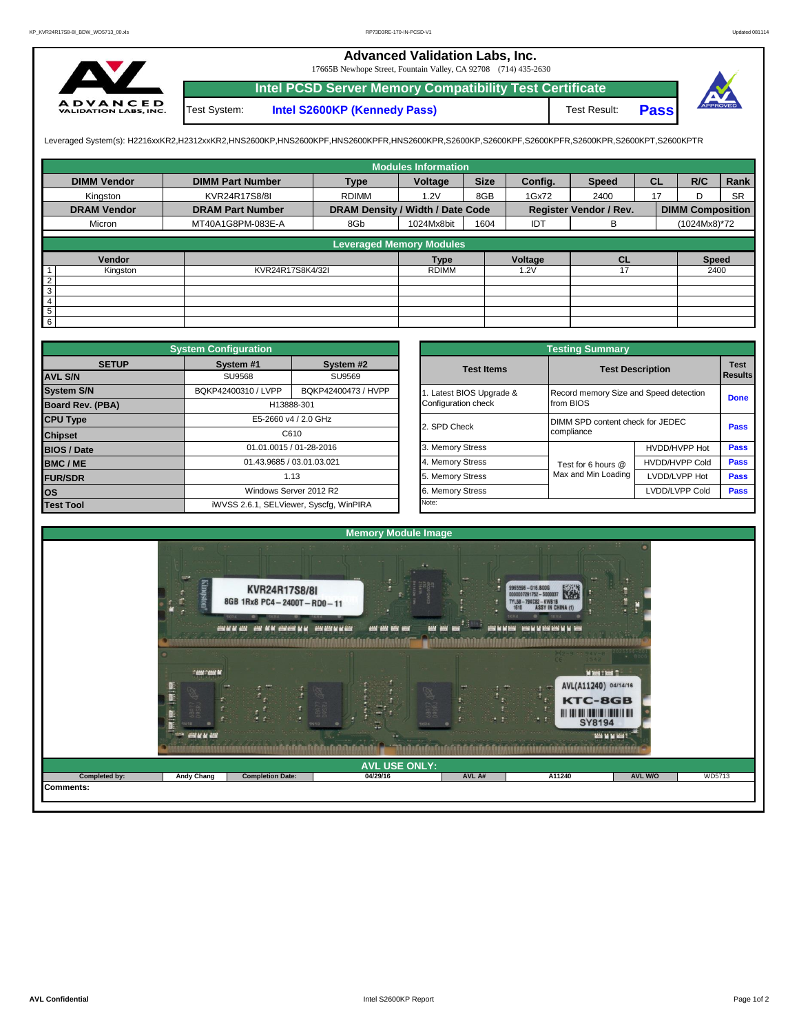# Advanced Validation Labs, Inc.

17665B Newhope Street, Fountain Valley, CA 92708 (714) 435-2630

## Intel PCSD Server Memory Compatibility Test Certificate

Test System: **Intel S2600KP (Kennedy Pass)** Test Result: **Pass**

Leveraged System(s): H2216xxKR2,H2312xxKR2,HNS2600KP,HNS2600KPF,HNS2600KPFR,HNS2600KPR,S2600KP,S2600KPF,S2600KPFR,S2600KPR,S2600KPT,S2600KPTR

### Modules Information

| DIMM Vendor | DIMM Part Number | Type | Voltage | Size | Config. | Speed | CL | R/C | Rank |
|---|---|---|---|---|---|---|---|---|---|
| Kingston | KVR24R17S8/8I | RDIMM | 1.2V | 8GB | 1Gx72 | 2400 | 17 | D | SR |
| **DRAM Vendor** | **DRAM Part Number** | **DRAM Density / Width / Date Code** | | | **Register Vendor / Rev.** | | **DIMM Composition** | | |
| Micron | MT40A1G8PM-083E-A | 8Gb | 1024Mx8bit | 1604 | IDT | B | (1024Mx8)*72 | | |

### Leveraged Memory Modules

| | Vendor | | Type | Voltage | CL | Speed |
|---|---|---|---|---|---|---|
| 1 | Kingston | KVR24R17S8K4/32I | RDIMM | 1.2V | 17 | 2400 |
| 2 | | | | | | |
| 3 | | | | | | |
| 4 | | | | | | |
| 5 | | | | | | |
| 6 | | | | | | |

### System Configuration

| SETUP | System #1 | System #2 |
|---|---|---|
| AVL S/N | SU9568 | SU9569 |
| System S/N | BQKP42400310 / LVPP | BQKP42400473 / HVPP |
| Board Rev. (PBA) | H13888-301 | |
| CPU Type | E5-2660 v4 / 2.0 GHz | |
| Chipset | C610 | |
| BIOS / Date | 01.01.0015 / 01-28-2016 | |
| BMC / ME | 01.43.9685 / 03.01.03.021 | |
| FUR/SDR | 1.13 | |
| OS | Windows Server 2012 R2 | |
| Test Tool | iWVSS 2.6.1, SELViewer, Syscfg, WinPIRA | |

### Testing Summary

| Test Items | Test Description | | Test Results |
|---|---|---|---|
| 1. Latest BIOS Upgrade & Configuration check | Record memory Size and Speed detection from BIOS | | Done |
| 2. SPD Check | DIMM SPD content check for JEDEC compliance | | Pass |
| 3. Memory Stress | Test for 6 hours @ Max and Min Loading | HVDD/HVPP Hot | Pass |
| 4. Memory Stress | | HVDD/HVPP Cold | Pass |
| 5. Memory Stress | | LVDD/LVPP Hot | Pass |
| 6. Memory Stress | | LVDD/LVPP Cold | Pass |

Note:

### Memory Module Image

### AVL USE ONLY:

| Completed by: | Andy Chang | Completion Date: | 04/29/16 | AVL A# | A11240 | AVL W/O | WD5713 |
|---|---|---|---|---|---|---|---|

Comments: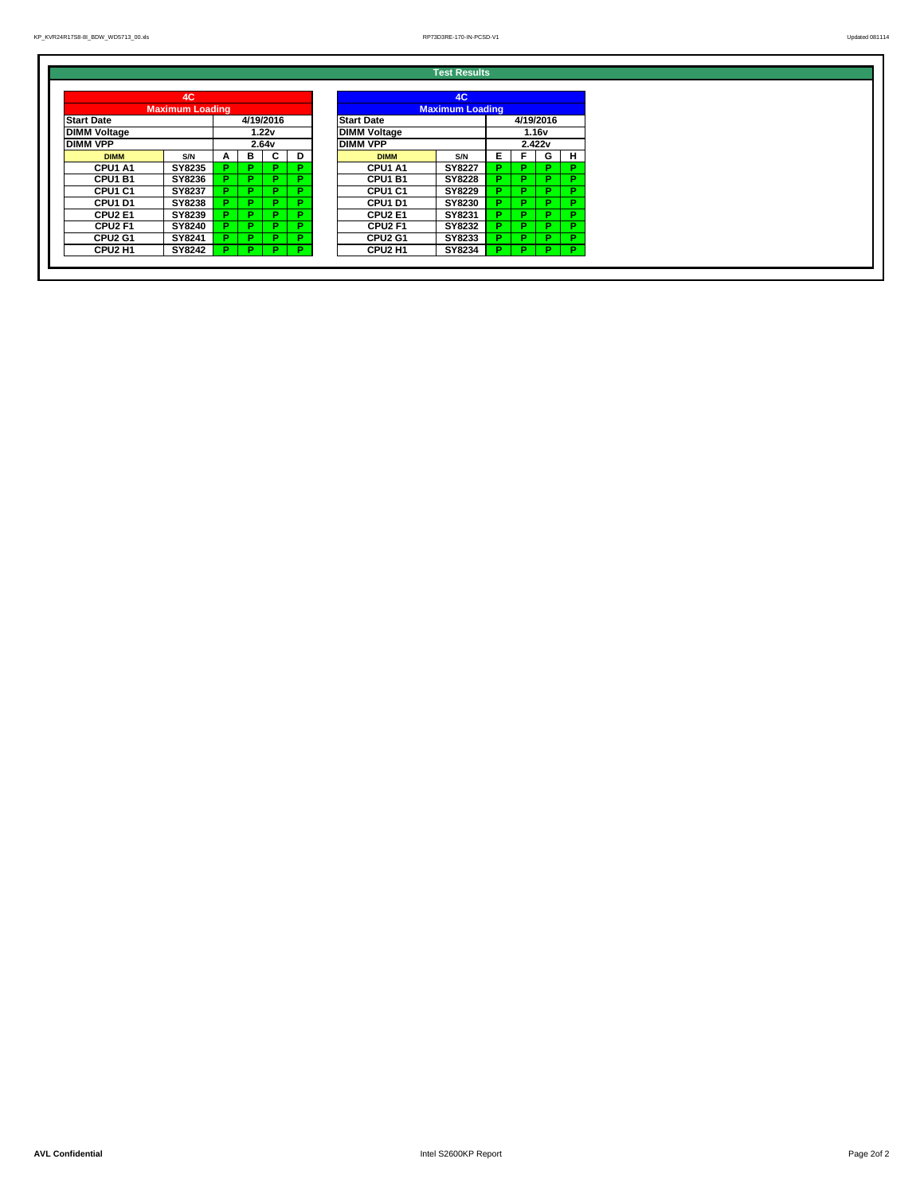## Test Results

| 4C Maximum Loading | | | | | |
|---|---|---|---|---|---|
| Start Date | | 4/19/2016 | | | |
| DIMM Voltage | | 1.22v | | | |
| DIMM VPP | | 2.64v | | | |
| DIMM | S/N | A | B | C | D |
| CPU1 A1 | SY8235 | P | P | P | P |
| CPU1 B1 | SY8236 | P | P | P | P |
| CPU1 C1 | SY8237 | P | P | P | P |
| CPU1 D1 | SY8238 | P | P | P | P |
| CPU2 E1 | SY8239 | P | P | P | P |
| CPU2 F1 | SY8240 | P | P | P | P |
| CPU2 G1 | SY8241 | P | P | P | P |
| CPU2 H1 | SY8242 | P | P | P | P |

| 4C Maximum Loading | | | | | |
|---|---|---|---|---|---|
| Start Date | | 4/19/2016 | | | |
| DIMM Voltage | | 1.16v | | | |
| DIMM VPP | | 2.422v | | | |
| DIMM | S/N | E | F | G | H |
| CPU1 A1 | SY8227 | P | P | P | P |
| CPU1 B1 | SY8228 | P | P | P | P |
| CPU1 C1 | SY8229 | P | P | P | P |
| CPU1 D1 | SY8230 | P | P | P | P |
| CPU2 E1 | SY8231 | P | P | P | P |
| CPU2 F1 | SY8232 | P | P | P | P |
| CPU2 G1 | SY8233 | P | P | P | P |
| CPU2 H1 | SY8234 | P | P | P | P |